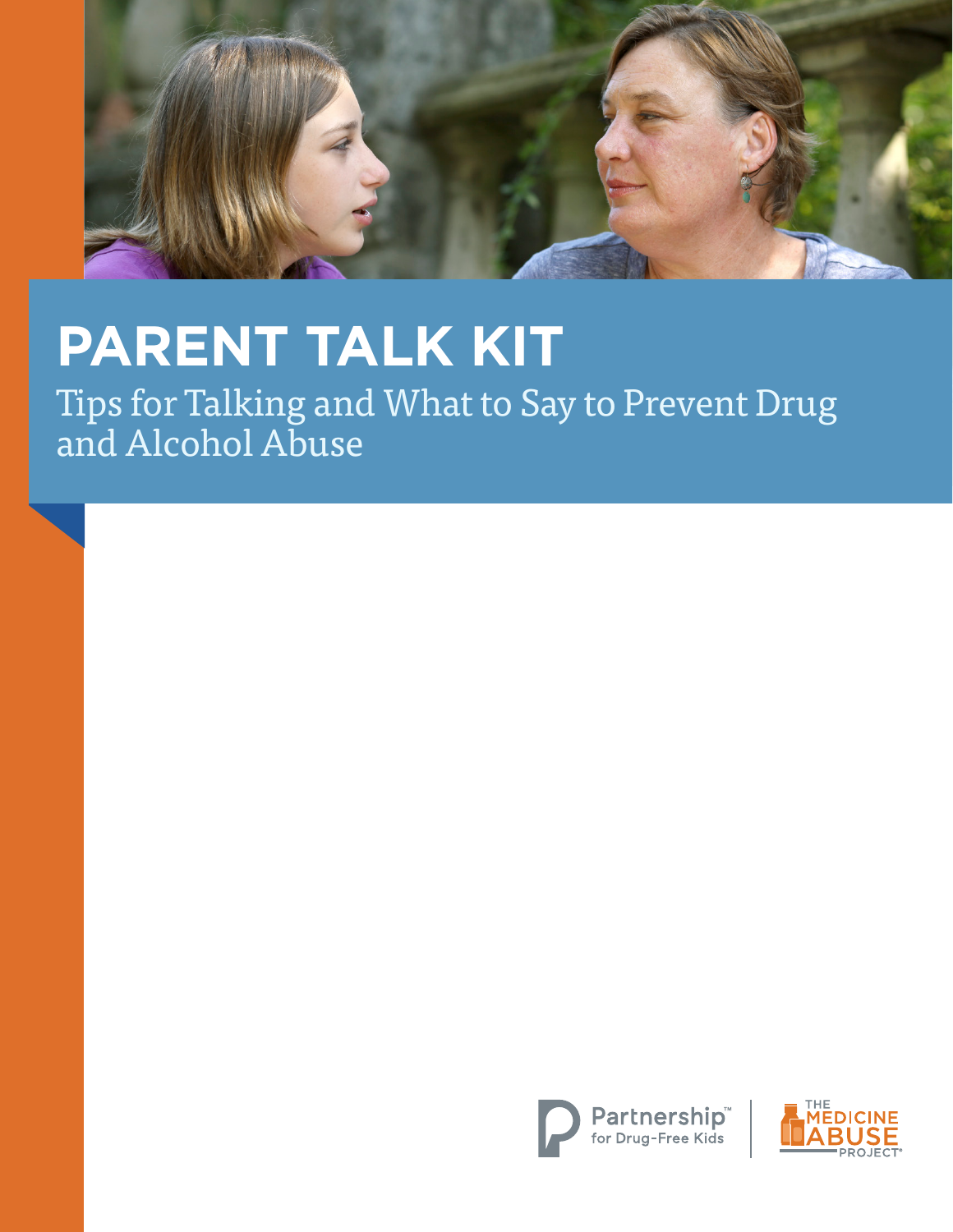# PARENT TALK KIT

Tips for Talking and What to Say to Prevent Drug and Alcohol Abuse

Partnership™ for Drug-Free Kids

THE MEDICINE ABUSE PROJECT®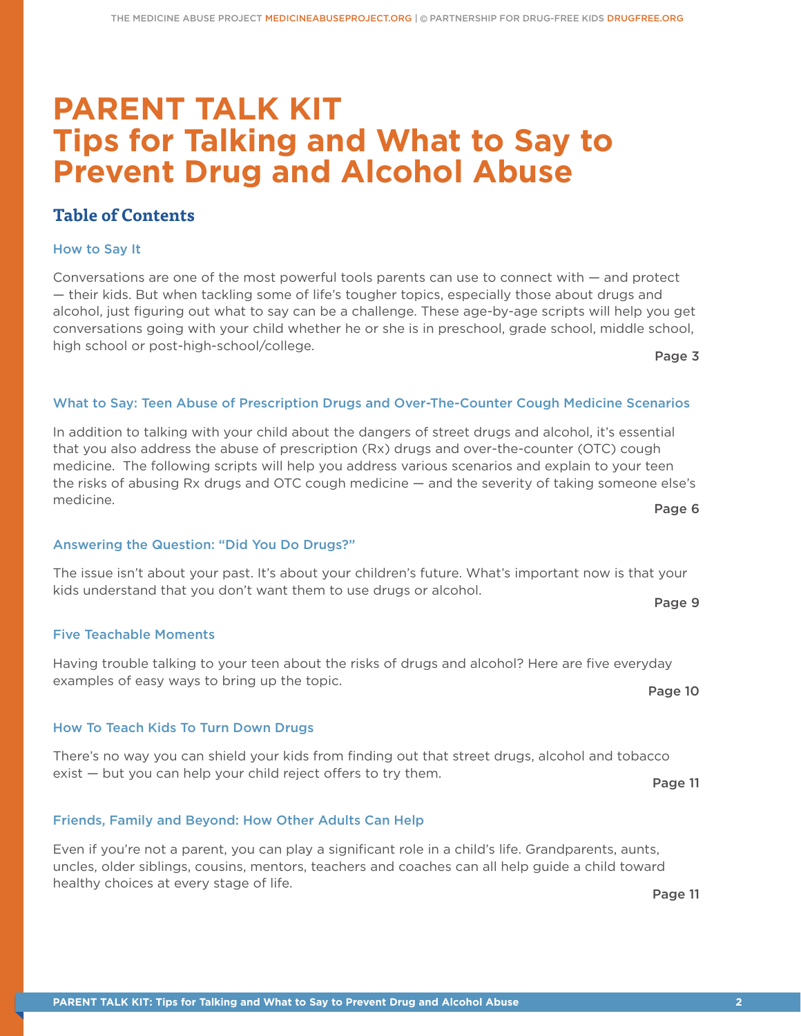# PARENT TALK KIT
# Tips for Talking and What to Say to Prevent Drug and Alcohol Abuse

## Table of Contents

### How to Say It

Conversations are one of the most powerful tools parents can use to connect with — and protect — their kids. But when tackling some of life's tougher topics, especially those about drugs and alcohol, just figuring out what to say can be a challenge. These age-by-age scripts will help you get conversations going with your child whether he or she is in preschool, grade school, middle school, high school or post-high-school/college.

Page 3

### What to Say: Teen Abuse of Prescription Drugs and Over-The-Counter Cough Medicine Scenarios

In addition to talking with your child about the dangers of street drugs and alcohol, it's essential that you also address the abuse of prescription (Rx) drugs and over-the-counter (OTC) cough medicine. The following scripts will help you address various scenarios and explain to your teen the risks of abusing Rx drugs and OTC cough medicine — and the severity of taking someone else's medicine.

Page 6

### Answering the Question: "Did You Do Drugs?"

The issue isn't about your past. It's about your children's future. What's important now is that your kids understand that you don't want them to use drugs or alcohol.

Page 9

### Five Teachable Moments

Having trouble talking to your teen about the risks of drugs and alcohol? Here are five everyday examples of easy ways to bring up the topic.

Page 10

### How To Teach Kids To Turn Down Drugs

There's no way you can shield your kids from finding out that street drugs, alcohol and tobacco exist — but you can help your child reject offers to try them.

Page 11

### Friends, Family and Beyond: How Other Adults Can Help

Even if you're not a parent, you can play a significant role in a child's life. Grandparents, aunts, uncles, older siblings, cousins, mentors, teachers and coaches can all help guide a child toward healthy choices at every stage of life.

Page 11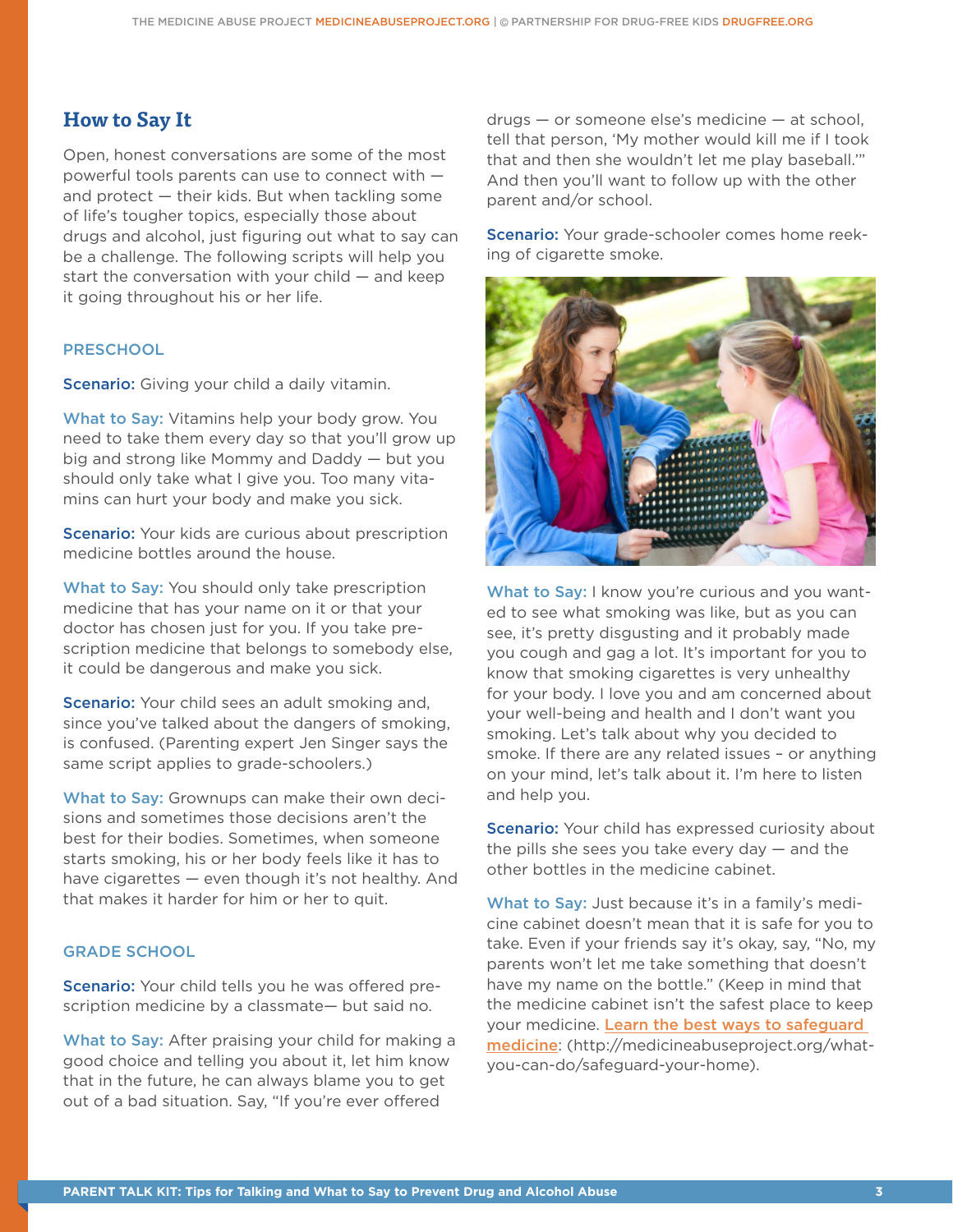## How to Say It

Open, honest conversations are some of the most powerful tools parents can use to connect with — and protect — their kids. But when tackling some of life's tougher topics, especially those about drugs and alcohol, just figuring out what to say can be a challenge. The following scripts will help you start the conversation with your child — and keep it going throughout his or her life.

### PRESCHOOL

**Scenario:** Giving your child a daily vitamin.

**What to Say:** Vitamins help your body grow. You need to take them every day so that you'll grow up big and strong like Mommy and Daddy — but you should only take what I give you. Too many vitamins can hurt your body and make you sick.

**Scenario:** Your kids are curious about prescription medicine bottles around the house.

**What to Say:** You should only take prescription medicine that has your name on it or that your doctor has chosen just for you. If you take prescription medicine that belongs to somebody else, it could be dangerous and make you sick.

**Scenario:** Your child sees an adult smoking and, since you've talked about the dangers of smoking, is confused. (Parenting expert Jen Singer says the same script applies to grade-schoolers.)

**What to Say:** Grownups can make their own decisions and sometimes those decisions aren't the best for their bodies. Sometimes, when someone starts smoking, his or her body feels like it has to have cigarettes — even though it's not healthy. And that makes it harder for him or her to quit.

### GRADE SCHOOL

**Scenario:** Your child tells you he was offered prescription medicine by a classmate— but said no.

**What to Say:** After praising your child for making a good choice and telling you about it, let him know that in the future, he can always blame you to get out of a bad situation. Say, "If you're ever offered drugs — or someone else's medicine — at school, tell that person, 'My mother would kill me if I took that and then she wouldn't let me play baseball.'" And then you'll want to follow up with the other parent and/or school.

**Scenario:** Your grade-schooler comes home reeking of cigarette smoke.

**What to Say:** I know you're curious and you wanted to see what smoking was like, but as you can see, it's pretty disgusting and it probably made you cough and gag a lot. It's important for you to know that smoking cigarettes is very unhealthy for your body. I love you and am concerned about your well-being and health and I don't want you smoking. Let's talk about why you decided to smoke. If there are any related issues – or anything on your mind, let's talk about it. I'm here to listen and help you.

**Scenario:** Your child has expressed curiosity about the pills she sees you take every day — and the other bottles in the medicine cabinet.

**What to Say:** Just because it's in a family's medicine cabinet doesn't mean that it is safe for you to take. Even if your friends say it's okay, say, "No, my parents won't let me take something that doesn't have my name on the bottle." (Keep in mind that the medicine cabinet isn't the safest place to keep your medicine. Learn the best ways to safeguard medicine: (http://medicineabuseproject.org/what-you-can-do/safeguard-your-home).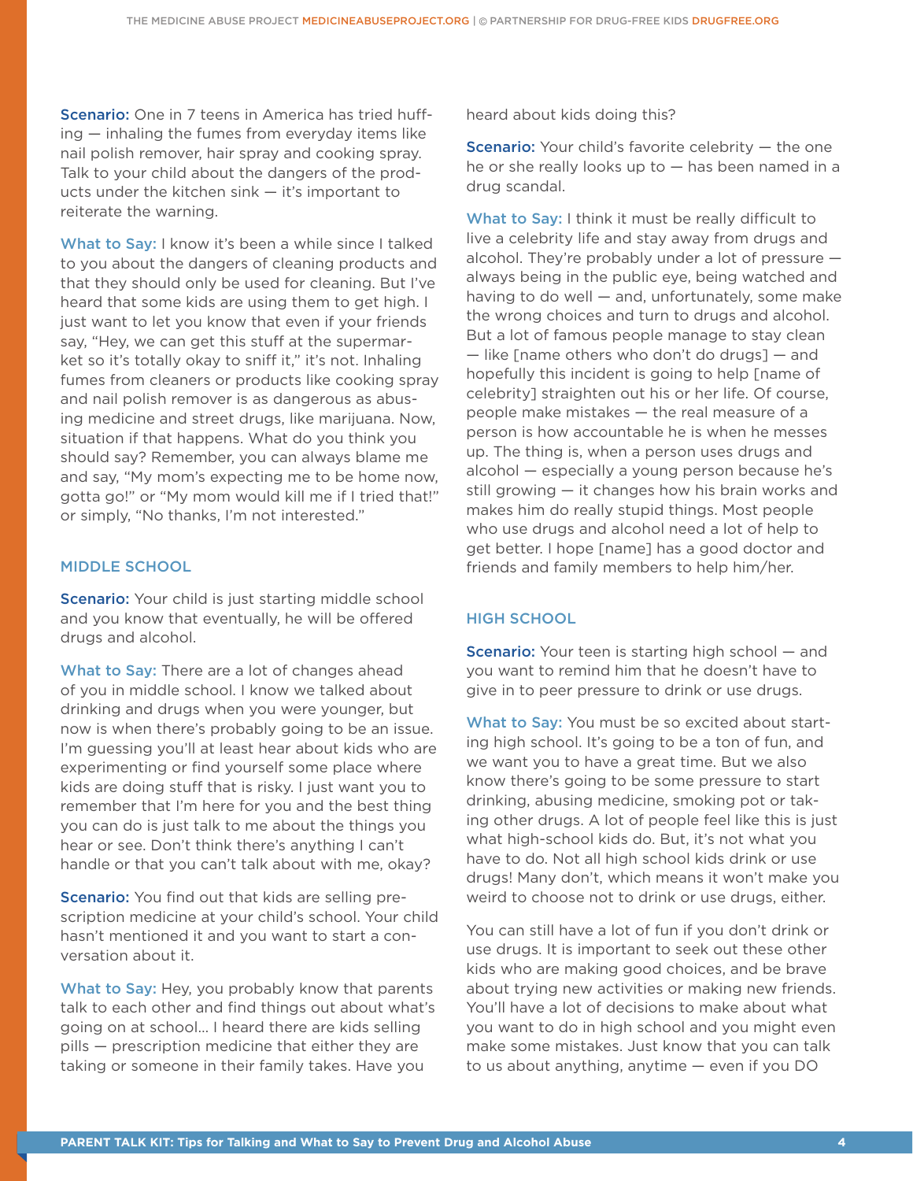**Scenario:** One in 7 teens in America has tried huffing — inhaling the fumes from everyday items like nail polish remover, hair spray and cooking spray. Talk to your child about the dangers of the products under the kitchen sink — it's important to reiterate the warning.

**What to Say:** I know it's been a while since I talked to you about the dangers of cleaning products and that they should only be used for cleaning. But I've heard that some kids are using them to get high. I just want to let you know that even if your friends say, "Hey, we can get this stuff at the supermarket so it's totally okay to sniff it," it's not. Inhaling fumes from cleaners or products like cooking spray and nail polish remover is as dangerous as abusing medicine and street drugs, like marijuana. Now, situation if that happens. What do you think you should say? Remember, you can always blame me and say, "My mom's expecting me to be home now, gotta go!" or "My mom would kill me if I tried that!" or simply, "No thanks, I'm not interested."

## MIDDLE SCHOOL

**Scenario:** Your child is just starting middle school and you know that eventually, he will be offered drugs and alcohol.

**What to Say:** There are a lot of changes ahead of you in middle school. I know we talked about drinking and drugs when you were younger, but now is when there's probably going to be an issue. I'm guessing you'll at least hear about kids who are experimenting or find yourself some place where kids are doing stuff that is risky. I just want you to remember that I'm here for you and the best thing you can do is just talk to me about the things you hear or see. Don't think there's anything I can't handle or that you can't talk about with me, okay?

**Scenario:** You find out that kids are selling prescription medicine at your child's school. Your child hasn't mentioned it and you want to start a conversation about it.

**What to Say:** Hey, you probably know that parents talk to each other and find things out about what's going on at school... I heard there are kids selling pills — prescription medicine that either they are taking or someone in their family takes. Have you heard about kids doing this?

**Scenario:** Your child's favorite celebrity — the one he or she really looks up to — has been named in a drug scandal.

**What to Say:** I think it must be really difficult to live a celebrity life and stay away from drugs and alcohol. They're probably under a lot of pressure — always being in the public eye, being watched and having to do well — and, unfortunately, some make the wrong choices and turn to drugs and alcohol. But a lot of famous people manage to stay clean — like [name others who don't do drugs] — and hopefully this incident is going to help [name of celebrity] straighten out his or her life. Of course, people make mistakes — the real measure of a person is how accountable he is when he messes up. The thing is, when a person uses drugs and alcohol — especially a young person because he's still growing — it changes how his brain works and makes him do really stupid things. Most people who use drugs and alcohol need a lot of help to get better. I hope [name] has a good doctor and friends and family members to help him/her.

## HIGH SCHOOL

**Scenario:** Your teen is starting high school — and you want to remind him that he doesn't have to give in to peer pressure to drink or use drugs.

**What to Say:** You must be so excited about starting high school. It's going to be a ton of fun, and we want you to have a great time. But we also know there's going to be some pressure to start drinking, abusing medicine, smoking pot or taking other drugs. A lot of people feel like this is just what high-school kids do. But, it's not what you have to do. Not all high school kids drink or use drugs! Many don't, which means it won't make you weird to choose not to drink or use drugs, either.

You can still have a lot of fun if you don't drink or use drugs. It is important to seek out these other kids who are making good choices, and be brave about trying new activities or making new friends. You'll have a lot of decisions to make about what you want to do in high school and you might even make some mistakes. Just know that you can talk to us about anything, anytime — even if you DO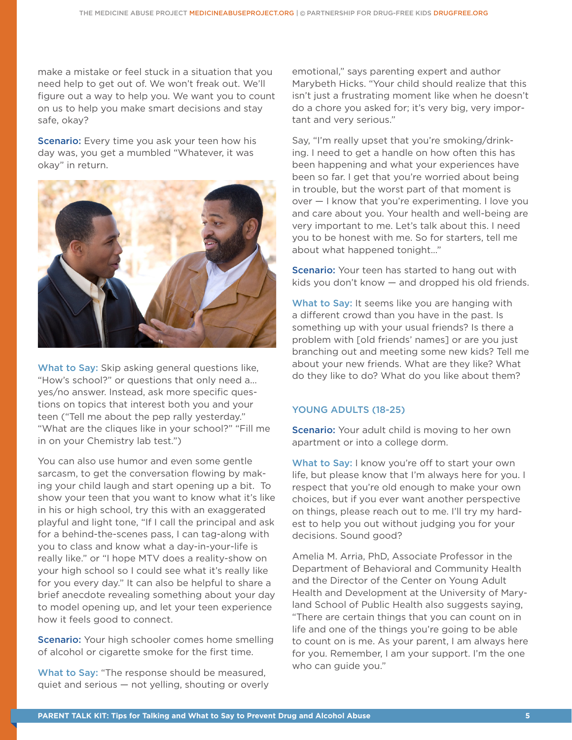make a mistake or feel stuck in a situation that you need help to get out of. We won't freak out. We'll figure out a way to help you. We want you to count on us to help you make smart decisions and stay safe, okay?

**Scenario:** Every time you ask your teen how his day was, you get a mumbled "Whatever, it was okay" in return.

**What to Say:** Skip asking general questions like, "How's school?" or questions that only need a... yes/no answer. Instead, ask more specific questions on topics that interest both you and your teen ("Tell me about the pep rally yesterday." "What are the cliques like in your school?" "Fill me in on your Chemistry lab test.")

You can also use humor and even some gentle sarcasm, to get the conversation flowing by making your child laugh and start opening up a bit. To show your teen that you want to know what it's like in his or high school, try this with an exaggerated playful and light tone, "If I call the principal and ask for a behind-the-scenes pass, I can tag-along with you to class and know what a day-in-your-life is really like." or "I hope MTV does a reality-show on your high school so I could see what it's really like for you every day." It can also be helpful to share a brief anecdote revealing something about your day to model opening up, and let your teen experience how it feels good to connect.

**Scenario:** Your high schooler comes home smelling of alcohol or cigarette smoke for the first time.

**What to Say:** "The response should be measured, quiet and serious — not yelling, shouting or overly emotional," says parenting expert and author Marybeth Hicks. "Your child should realize that this isn't just a frustrating moment like when he doesn't do a chore you asked for; it's very big, very important and very serious."

Say, "I'm really upset that you're smoking/drinking. I need to get a handle on how often this has been happening and what your experiences have been so far. I get that you're worried about being in trouble, but the worst part of that moment is over — I know that you're experimenting. I love you and care about you. Your health and well-being are very important to me. Let's talk about this. I need you to be honest with me. So for starters, tell me about what happened tonight..."

**Scenario:** Your teen has started to hang out with kids you don't know — and dropped his old friends.

**What to Say:** It seems like you are hanging with a different crowd than you have in the past. Is something up with your usual friends? Is there a problem with [old friends' names] or are you just branching out and meeting some new kids? Tell me about your new friends. What are they like? What do they like to do? What do you like about them?

## YOUNG ADULTS (18-25)

**Scenario:** Your adult child is moving to her own apartment or into a college dorm.

**What to Say:** I know you're off to start your own life, but please know that I'm always here for you. I respect that you're old enough to make your own choices, but if you ever want another perspective on things, please reach out to me. I'll try my hardest to help you out without judging you for your decisions. Sound good?

Amelia M. Arria, PhD, Associate Professor in the Department of Behavioral and Community Health and the Director of the Center on Young Adult Health and Development at the University of Maryland School of Public Health also suggests saying, "There are certain things that you can count on in life and one of the things you're going to be able to count on is me. As your parent, I am always here for you. Remember, I am your support. I'm the one who can guide you."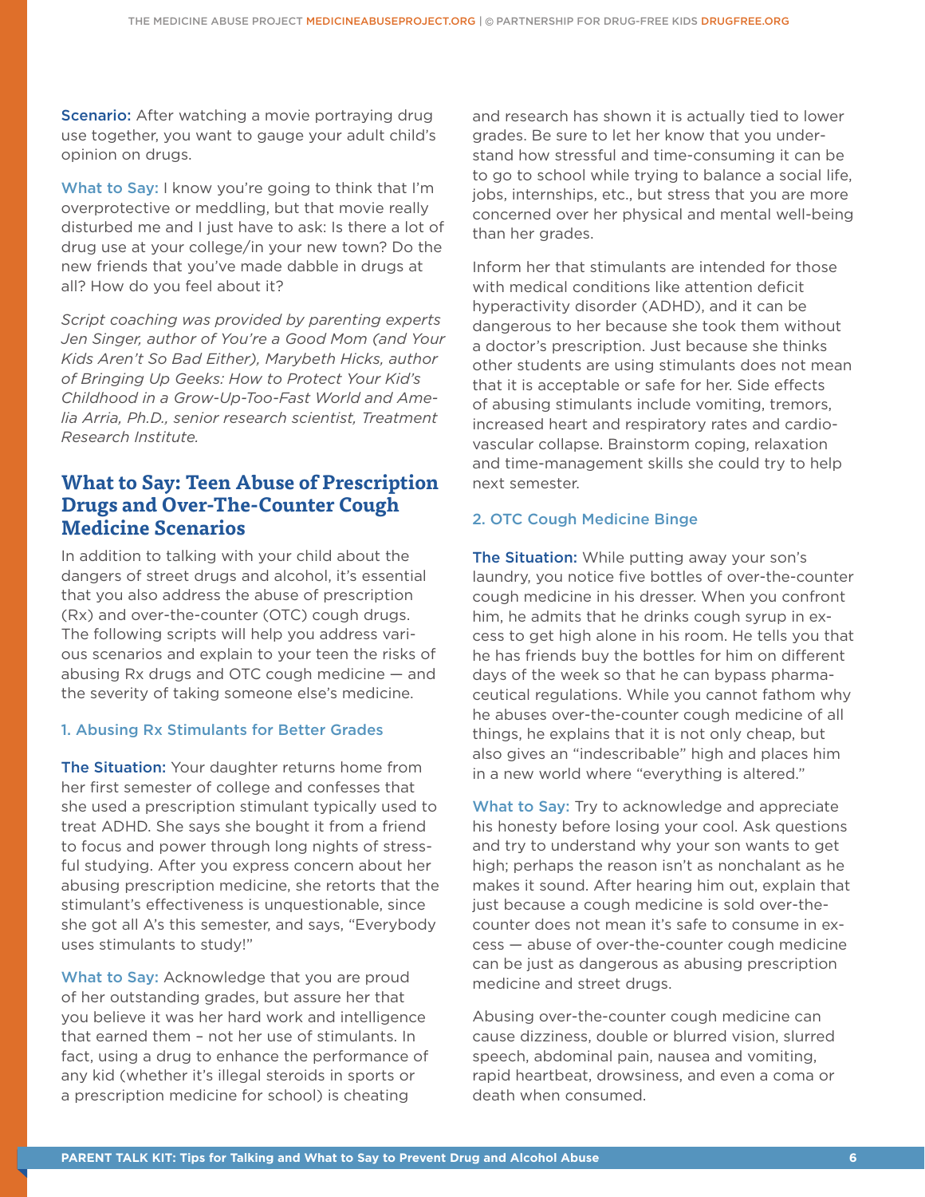**Scenario:** After watching a movie portraying drug use together, you want to gauge your adult child's opinion on drugs.

**What to Say:** I know you're going to think that I'm overprotective or meddling, but that movie really disturbed me and I just have to ask: Is there a lot of drug use at your college/in your new town? Do the new friends that you've made dabble in drugs at all? How do you feel about it?

*Script coaching was provided by parenting experts Jen Singer, author of You're a Good Mom (and Your Kids Aren't So Bad Either), Marybeth Hicks, author of Bringing Up Geeks: How to Protect Your Kid's Childhood in a Grow-Up-Too-Fast World and Amelia Arria, Ph.D., senior research scientist, Treatment Research Institute.*

## What to Say: Teen Abuse of Prescription Drugs and Over-The-Counter Cough Medicine Scenarios

In addition to talking with your child about the dangers of street drugs and alcohol, it's essential that you also address the abuse of prescription (Rx) and over-the-counter (OTC) cough drugs. The following scripts will help you address various scenarios and explain to your teen the risks of abusing Rx drugs and OTC cough medicine — and the severity of taking someone else's medicine.

### 1. Abusing Rx Stimulants for Better Grades

**The Situation:** Your daughter returns home from her first semester of college and confesses that she used a prescription stimulant typically used to treat ADHD. She says she bought it from a friend to focus and power through long nights of stressful studying. After you express concern about her abusing prescription medicine, she retorts that the stimulant's effectiveness is unquestionable, since she got all A's this semester, and says, "Everybody uses stimulants to study!"

**What to Say:** Acknowledge that you are proud of her outstanding grades, but assure her that you believe it was her hard work and intelligence that earned them – not her use of stimulants. In fact, using a drug to enhance the performance of any kid (whether it's illegal steroids in sports or a prescription medicine for school) is cheating and research has shown it is actually tied to lower grades. Be sure to let her know that you understand how stressful and time-consuming it can be to go to school while trying to balance a social life, jobs, internships, etc., but stress that you are more concerned over her physical and mental well-being than her grades.

Inform her that stimulants are intended for those with medical conditions like attention deficit hyperactivity disorder (ADHD), and it can be dangerous to her because she took them without a doctor's prescription. Just because she thinks other students are using stimulants does not mean that it is acceptable or safe for her. Side effects of abusing stimulants include vomiting, tremors, increased heart and respiratory rates and cardiovascular collapse. Brainstorm coping, relaxation and time-management skills she could try to help next semester.

### 2. OTC Cough Medicine Binge

**The Situation:** While putting away your son's laundry, you notice five bottles of over-the-counter cough medicine in his dresser. When you confront him, he admits that he drinks cough syrup in excess to get high alone in his room. He tells you that he has friends buy the bottles for him on different days of the week so that he can bypass pharmaceutical regulations. While you cannot fathom why he abuses over-the-counter cough medicine of all things, he explains that it is not only cheap, but also gives an "indescribable" high and places him in a new world where "everything is altered."

**What to Say:** Try to acknowledge and appreciate his honesty before losing your cool. Ask questions and try to understand why your son wants to get high; perhaps the reason isn't as nonchalant as he makes it sound. After hearing him out, explain that just because a cough medicine is sold over-the-counter does not mean it's safe to consume in excess — abuse of over-the-counter cough medicine can be just as dangerous as abusing prescription medicine and street drugs.

Abusing over-the-counter cough medicine can cause dizziness, double or blurred vision, slurred speech, abdominal pain, nausea and vomiting, rapid heartbeat, drowsiness, and even a coma or death when consumed.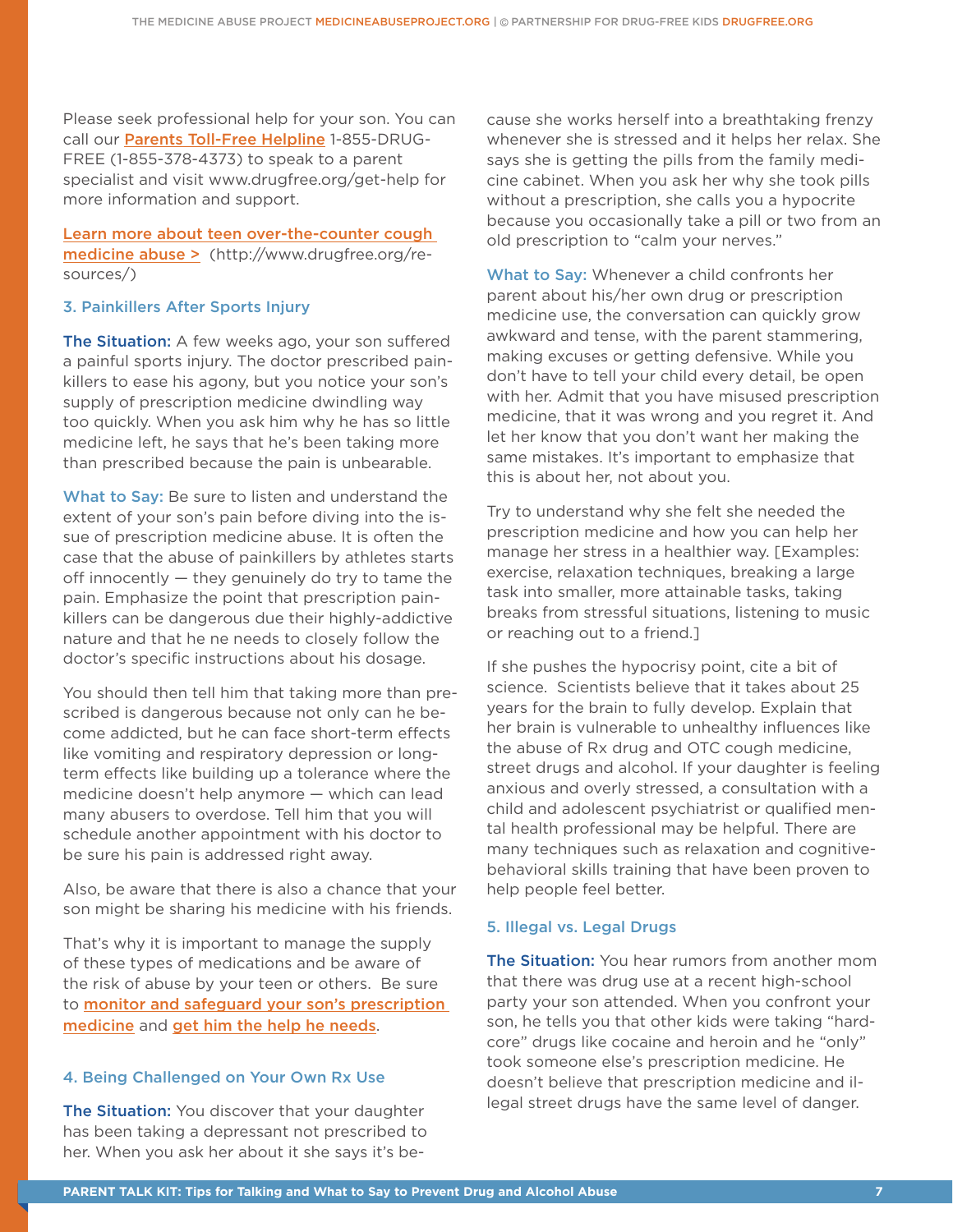Please seek professional help for your son. You can call our [Parents Toll-Free Helpline] 1-855-DRUG-FREE (1-855-378-4373) to speak to a parent specialist and visit www.drugfree.org/get-help for more information and support.

[Learn more about teen over-the-counter cough medicine abuse >] (http://www.drugfree.org/resources/)

### 3. Painkillers After Sports Injury

**The Situation:** A few weeks ago, your son suffered a painful sports injury. The doctor prescribed painkillers to ease his agony, but you notice your son's supply of prescription medicine dwindling way too quickly. When you ask him why he has so little medicine left, he says that he's been taking more than prescribed because the pain is unbearable.

**What to Say:** Be sure to listen and understand the extent of your son's pain before diving into the issue of prescription medicine abuse. It is often the case that the abuse of painkillers by athletes starts off innocently — they genuinely do try to tame the pain. Emphasize the point that prescription painkillers can be dangerous due their highly-addictive nature and that he ne needs to closely follow the doctor's specific instructions about his dosage.

You should then tell him that taking more than prescribed is dangerous because not only can he become addicted, but he can face short-term effects like vomiting and respiratory depression or long-term effects like building up a tolerance where the medicine doesn't help anymore — which can lead many abusers to overdose. Tell him that you will schedule another appointment with his doctor to be sure his pain is addressed right away.

Also, be aware that there is also a chance that your son might be sharing his medicine with his friends.

That's why it is important to manage the supply of these types of medications and be aware of the risk of abuse by your teen or others. Be sure to [monitor and safeguard your son's prescription medicine] and [get him the help he needs].

### 4. Being Challenged on Your Own Rx Use

**The Situation:** You discover that your daughter has been taking a depressant not prescribed to her. When you ask her about it she says it's because she works herself into a breathtaking frenzy whenever she is stressed and it helps her relax. She says she is getting the pills from the family medicine cabinet. When you ask her why she took pills without a prescription, she calls you a hypocrite because you occasionally take a pill or two from an old prescription to "calm your nerves."

**What to Say:** Whenever a child confronts her parent about his/her own drug or prescription medicine use, the conversation can quickly grow awkward and tense, with the parent stammering, making excuses or getting defensive. While you don't have to tell your child every detail, be open with her. Admit that you have misused prescription medicine, that it was wrong and you regret it. And let her know that you don't want her making the same mistakes. It's important to emphasize that this is about her, not about you.

Try to understand why she felt she needed the prescription medicine and how you can help her manage her stress in a healthier way. [Examples: exercise, relaxation techniques, breaking a large task into smaller, more attainable tasks, taking breaks from stressful situations, listening to music or reaching out to a friend.]

If she pushes the hypocrisy point, cite a bit of science. Scientists believe that it takes about 25 years for the brain to fully develop. Explain that her brain is vulnerable to unhealthy influences like the abuse of Rx drug and OTC cough medicine, street drugs and alcohol. If your daughter is feeling anxious and overly stressed, a consultation with a child and adolescent psychiatrist or qualified mental health professional may be helpful. There are many techniques such as relaxation and cognitive-behavioral skills training that have been proven to help people feel better.

### 5. Illegal vs. Legal Drugs

**The Situation:** You hear rumors from another mom that there was drug use at a recent high-school party your son attended. When you confront your son, he tells you that other kids were taking "hardcore" drugs like cocaine and heroin and he "only" took someone else's prescription medicine. He doesn't believe that prescription medicine and illegal street drugs have the same level of danger.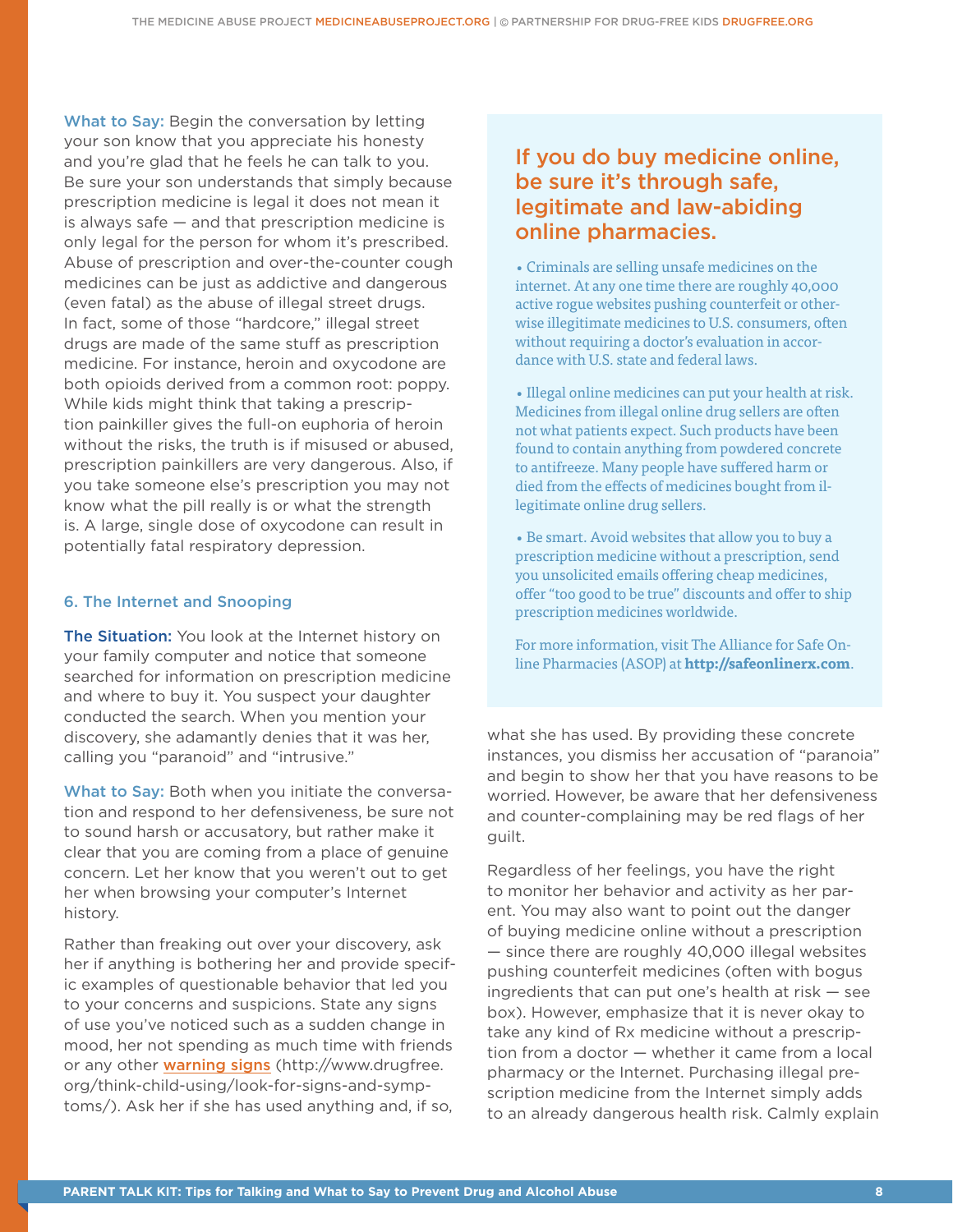**What to Say:** Begin the conversation by letting your son know that you appreciate his honesty and you're glad that he feels he can talk to you. Be sure your son understands that simply because prescription medicine is legal it does not mean it is always safe — and that prescription medicine is only legal for the person for whom it's prescribed. Abuse of prescription and over-the-counter cough medicines can be just as addictive and dangerous (even fatal) as the abuse of illegal street drugs. In fact, some of those "hardcore," illegal street drugs are made of the same stuff as prescription medicine. For instance, heroin and oxycodone are both opioids derived from a common root: poppy. While kids might think that taking a prescription painkiller gives the full-on euphoria of heroin without the risks, the truth is if misused or abused, prescription painkillers are very dangerous. Also, if you take someone else's prescription you may not know what the pill really is or what the strength is. A large, single dose of oxycodone can result in potentially fatal respiratory depression.

### 6. The Internet and Snooping

**The Situation:** You look at the Internet history on your family computer and notice that someone searched for information on prescription medicine and where to buy it. You suspect your daughter conducted the search. When you mention your discovery, she adamantly denies that it was her, calling you "paranoid" and "intrusive."

**What to Say:** Both when you initiate the conversation and respond to her defensiveness, be sure not to sound harsh or accusatory, but rather make it clear that you are coming from a place of genuine concern. Let her know that you weren't out to get her when browsing your computer's Internet history.

Rather than freaking out over your discovery, ask her if anything is bothering her and provide specific examples of questionable behavior that led you to your concerns and suspicions. State any signs of use you've noticed such as a sudden change in mood, her not spending as much time with friends or any other warning signs (http://www.drugfree.org/think-child-using/look-for-signs-and-symptoms/). Ask her if she has used anything and, if so, what she has used. By providing these concrete instances, you dismiss her accusation of "paranoia" and begin to show her that you have reasons to be worried. However, be aware that her defensiveness and counter-complaining may be red flags of her guilt.

Regardless of her feelings, you have the right to monitor her behavior and activity as her parent. You may also want to point out the danger of buying medicine online without a prescription — since there are roughly 40,000 illegal websites pushing counterfeit medicines (often with bogus ingredients that can put one's health at risk — see box). However, emphasize that it is never okay to take any kind of Rx medicine without a prescription from a doctor — whether it came from a local pharmacy or the Internet. Purchasing illegal prescription medicine from the Internet simply adds to an already dangerous health risk. Calmly explain

---

## If you do buy medicine online, be sure it's through safe, legitimate and law-abiding online pharmacies.

- Criminals are selling unsafe medicines on the internet. At any one time there are roughly 40,000 active rogue websites pushing counterfeit or otherwise illegitimate medicines to U.S. consumers, often without requiring a doctor's evaluation in accordance with U.S. state and federal laws.
- Illegal online medicines can put your health at risk. Medicines from illegal online drug sellers are often not what patients expect. Such products have been found to contain anything from powdered concrete to antifreeze. Many people have suffered harm or died from the effects of medicines bought from illegitimate online drug sellers.
- Be smart. Avoid websites that allow you to buy a prescription medicine without a prescription, send you unsolicited emails offering cheap medicines, offer "too good to be true" discounts and offer to ship prescription medicines worldwide.

For more information, visit The Alliance for Safe Online Pharmacies (ASOP) at **http://safeonlinerx.com**.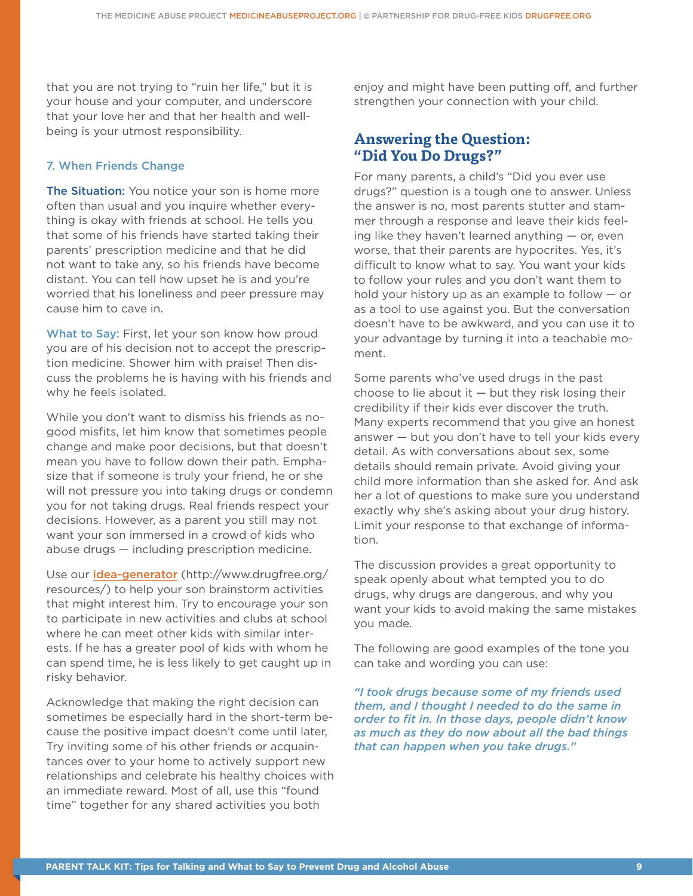that you are not trying to "ruin her life," but it is your house and your computer, and underscore that your love her and that her health and well-being is your utmost responsibility.

### 7. When Friends Change

**The Situation:** You notice your son is home more often than usual and you inquire whether everything is okay with friends at school. He tells you that some of his friends have started taking their parents' prescription medicine and that he did not want to take any, so his friends have become distant. You can tell how upset he is and you're worried that his loneliness and peer pressure may cause him to cave in.

**What to Say:** First, let your son know how proud you are of his decision not to accept the prescription medicine. Shower him with praise! Then discuss the problems he is having with his friends and why he feels isolated.

While you don't want to dismiss his friends as no-good misfits, let him know that sometimes people change and make poor decisions, but that doesn't mean you have to follow down their path. Emphasize that if someone is truly your friend, he or she will not pressure you into taking drugs or condemn you for not taking drugs. Real friends respect your decisions. However, as a parent you still may not want your son immersed in a crowd of kids who abuse drugs — including prescription medicine.

Use our **idea-generator** (http://www.drugfree.org/resources/) to help your son brainstorm activities that might interest him. Try to encourage your son to participate in new activities and clubs at school where he can meet other kids with similar interests. If he has a greater pool of kids with whom he can spend time, he is less likely to get caught up in risky behavior.

Acknowledge that making the right decision can sometimes be especially hard in the short-term because the positive impact doesn't come until later, Try inviting some of his other friends or acquaintances over to your home to actively support new relationships and celebrate his healthy choices with an immediate reward. Most of all, use this "found time" together for any shared activities you both enjoy and might have been putting off, and further strengthen your connection with your child.

## Answering the Question: "Did You Do Drugs?"

For many parents, a child's "Did you ever use drugs?" question is a tough one to answer. Unless the answer is no, most parents stutter and stammer through a response and leave their kids feeling like they haven't learned anything — or, even worse, that their parents are hypocrites. Yes, it's difficult to know what to say. You want your kids to follow your rules and you don't want them to hold your history up as an example to follow — or as a tool to use against you. But the conversation doesn't have to be awkward, and you can use it to your advantage by turning it into a teachable moment.

Some parents who've used drugs in the past choose to lie about it — but they risk losing their credibility if their kids ever discover the truth. Many experts recommend that you give an honest answer — but you don't have to tell your kids every detail. As with conversations about sex, some details should remain private. Avoid giving your child more information than she asked for. And ask her a lot of questions to make sure you understand exactly why she's asking about your drug history. Limit your response to that exchange of information.

The discussion provides a great opportunity to speak openly about what tempted you to do drugs, why drugs are dangerous, and why you want your kids to avoid making the same mistakes you made.

The following are good examples of the tone you can take and wording you can use:

***"I took drugs because some of my friends used them, and I thought I needed to do the same in order to fit in. In those days, people didn't know as much as they do now about all the bad things that can happen when you take drugs."***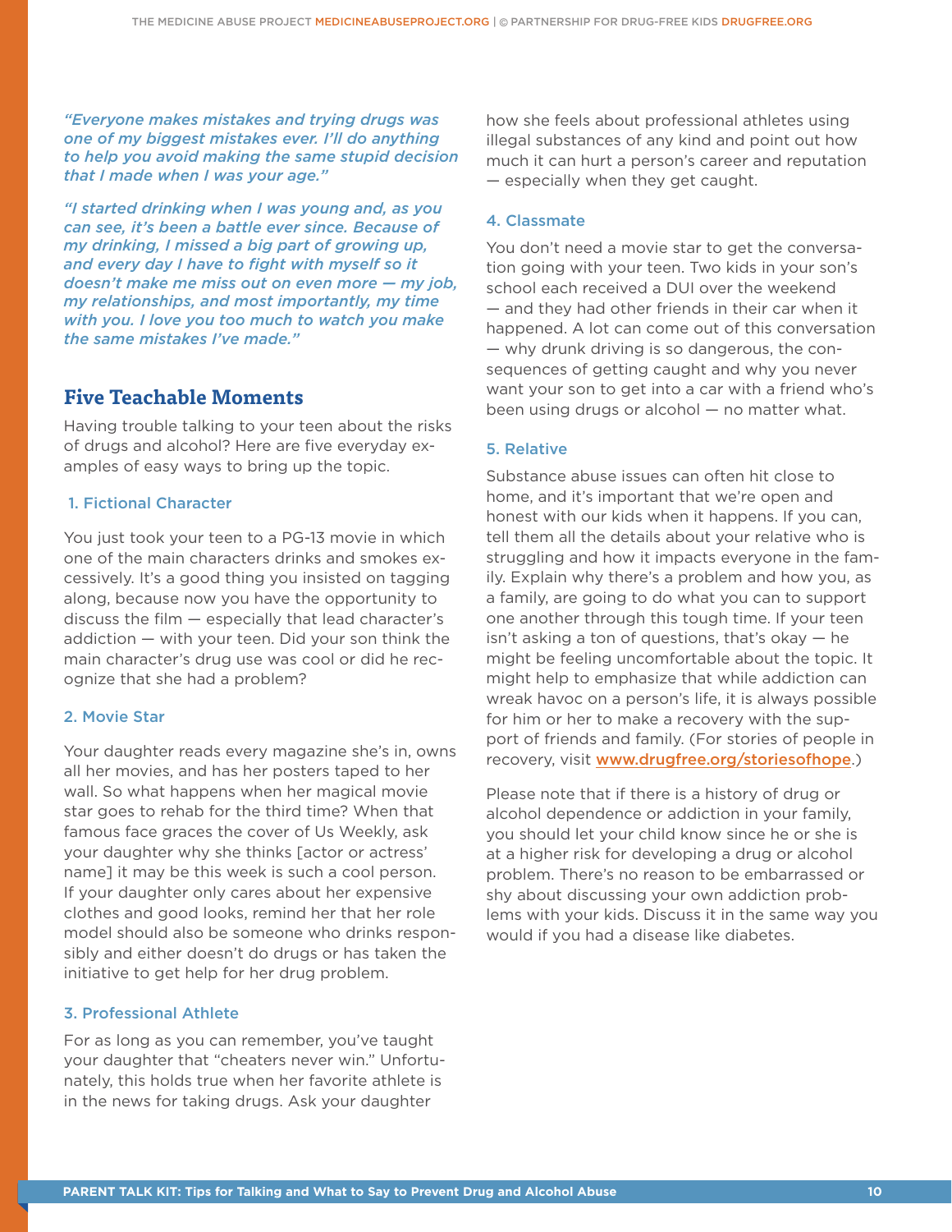*"Everyone makes mistakes and trying drugs was one of my biggest mistakes ever. I'll do anything to help you avoid making the same stupid decision that I made when I was your age."*

*"I started drinking when I was young and, as you can see, it's been a battle ever since. Because of my drinking, I missed a big part of growing up, and every day I have to fight with myself so it doesn't make me miss out on even more — my job, my relationships, and most importantly, my time with you. I love you too much to watch you make the same mistakes I've made."*

## Five Teachable Moments

Having trouble talking to your teen about the risks of drugs and alcohol? Here are five everyday examples of easy ways to bring up the topic.

### 1. Fictional Character

You just took your teen to a PG-13 movie in which one of the main characters drinks and smokes excessively. It's a good thing you insisted on tagging along, because now you have the opportunity to discuss the film — especially that lead character's addiction — with your teen. Did your son think the main character's drug use was cool or did he recognize that she had a problem?

### 2. Movie Star

Your daughter reads every magazine she's in, owns all her movies, and has her posters taped to her wall. So what happens when her magical movie star goes to rehab for the third time? When that famous face graces the cover of Us Weekly, ask your daughter why she thinks [actor or actress' name] it may be this week is such a cool person. If your daughter only cares about her expensive clothes and good looks, remind her that her role model should also be someone who drinks responsibly and either doesn't do drugs or has taken the initiative to get help for her drug problem.

### 3. Professional Athlete

For as long as you can remember, you've taught your daughter that "cheaters never win." Unfortunately, this holds true when her favorite athlete is in the news for taking drugs. Ask your daughter how she feels about professional athletes using illegal substances of any kind and point out how much it can hurt a person's career and reputation — especially when they get caught.

### 4. Classmate

You don't need a movie star to get the conversation going with your teen. Two kids in your son's school each received a DUI over the weekend — and they had other friends in their car when it happened. A lot can come out of this conversation — why drunk driving is so dangerous, the consequences of getting caught and why you never want your son to get into a car with a friend who's been using drugs or alcohol — no matter what.

### 5. Relative

Substance abuse issues can often hit close to home, and it's important that we're open and honest with our kids when it happens. If you can, tell them all the details about your relative who is struggling and how it impacts everyone in the family. Explain why there's a problem and how you, as a family, are going to do what you can to support one another through this tough time. If your teen isn't asking a ton of questions, that's okay — he might be feeling uncomfortable about the topic. It might help to emphasize that while addiction can wreak havoc on a person's life, it is always possible for him or her to make a recovery with the support of friends and family. (For stories of people in recovery, visit www.drugfree.org/storiesofhope.)

Please note that if there is a history of drug or alcohol dependence or addiction in your family, you should let your child know since he or she is at a higher risk for developing a drug or alcohol problem. There's no reason to be embarrassed or shy about discussing your own addiction problems with your kids. Discuss it in the same way you would if you had a disease like diabetes.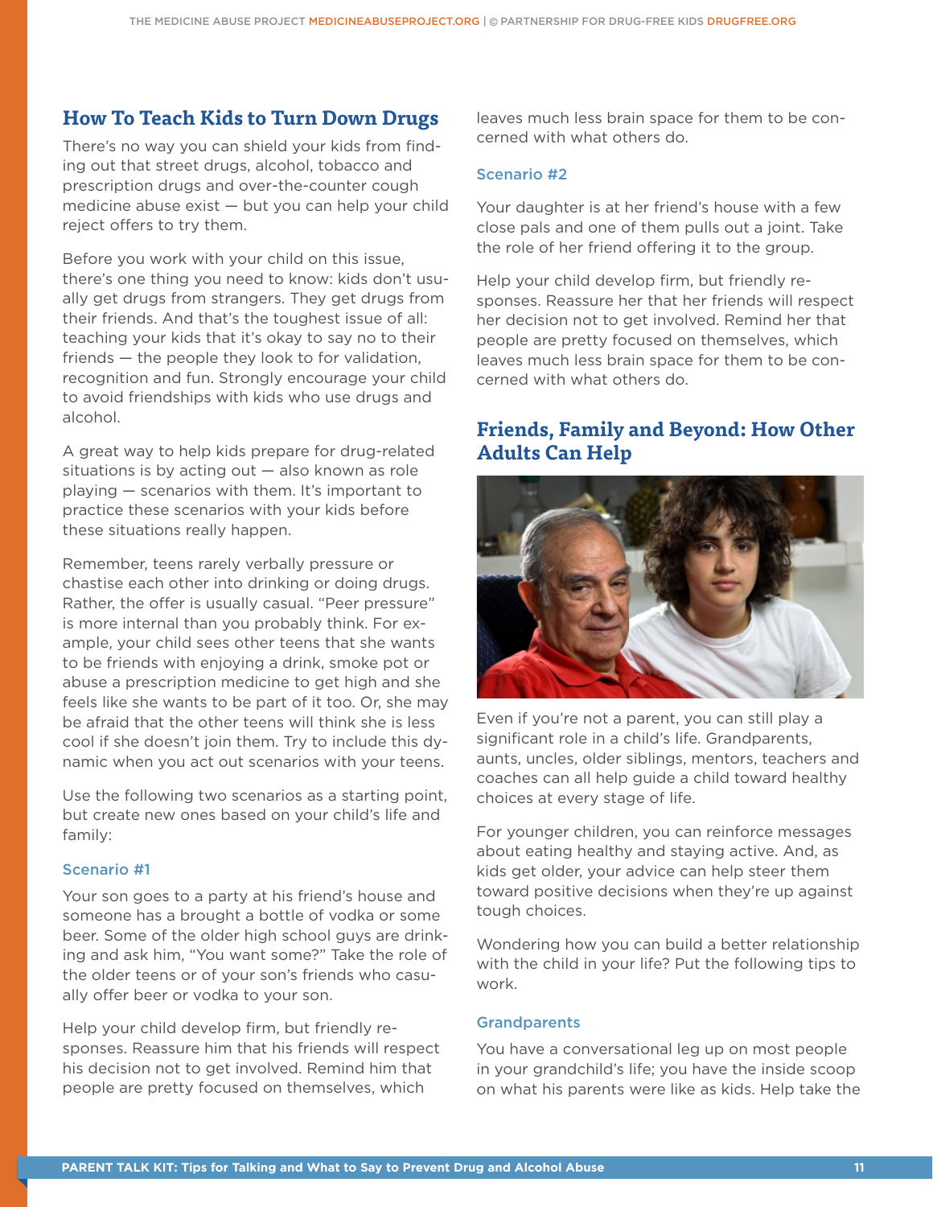## How To Teach Kids to Turn Down Drugs

There's no way you can shield your kids from finding out that street drugs, alcohol, tobacco and prescription drugs and over-the-counter cough medicine abuse exist — but you can help your child reject offers to try them.

Before you work with your child on this issue, there's one thing you need to know: kids don't usually get drugs from strangers. They get drugs from their friends. And that's the toughest issue of all: teaching your kids that it's okay to say no to their friends — the people they look to for validation, recognition and fun. Strongly encourage your child to avoid friendships with kids who use drugs and alcohol.

A great way to help kids prepare for drug-related situations is by acting out — also known as role playing — scenarios with them. It's important to practice these scenarios with your kids before these situations really happen.

Remember, teens rarely verbally pressure or chastise each other into drinking or doing drugs. Rather, the offer is usually casual. "Peer pressure" is more internal than you probably think. For example, your child sees other teens that she wants to be friends with enjoying a drink, smoke pot or abuse a prescription medicine to get high and she feels like she wants to be part of it too. Or, she may be afraid that the other teens will think she is less cool if she doesn't join them. Try to include this dynamic when you act out scenarios with your teens.

Use the following two scenarios as a starting point, but create new ones based on your child's life and family:

### Scenario #1

Your son goes to a party at his friend's house and someone has a brought a bottle of vodka or some beer. Some of the older high school guys are drinking and ask him, "You want some?" Take the role of the older teens or of your son's friends who casually offer beer or vodka to your son.

Help your child develop firm, but friendly responses. Reassure him that his friends will respect his decision not to get involved. Remind him that people are pretty focused on themselves, which leaves much less brain space for them to be concerned with what others do.

### Scenario #2

Your daughter is at her friend's house with a few close pals and one of them pulls out a joint. Take the role of her friend offering it to the group.

Help your child develop firm, but friendly responses. Reassure her that her friends will respect her decision not to get involved. Remind her that people are pretty focused on themselves, which leaves much less brain space for them to be concerned with what others do.

## Friends, Family and Beyond: How Other Adults Can Help

Even if you're not a parent, you can still play a significant role in a child's life. Grandparents, aunts, uncles, older siblings, mentors, teachers and coaches can all help guide a child toward healthy choices at every stage of life.

For younger children, you can reinforce messages about eating healthy and staying active. And, as kids get older, your advice can help steer them toward positive decisions when they're up against tough choices.

Wondering how you can build a better relationship with the child in your life? Put the following tips to work.

### Grandparents

You have a conversational leg up on most people in your grandchild's life; you have the inside scoop on what his parents were like as kids. Help take the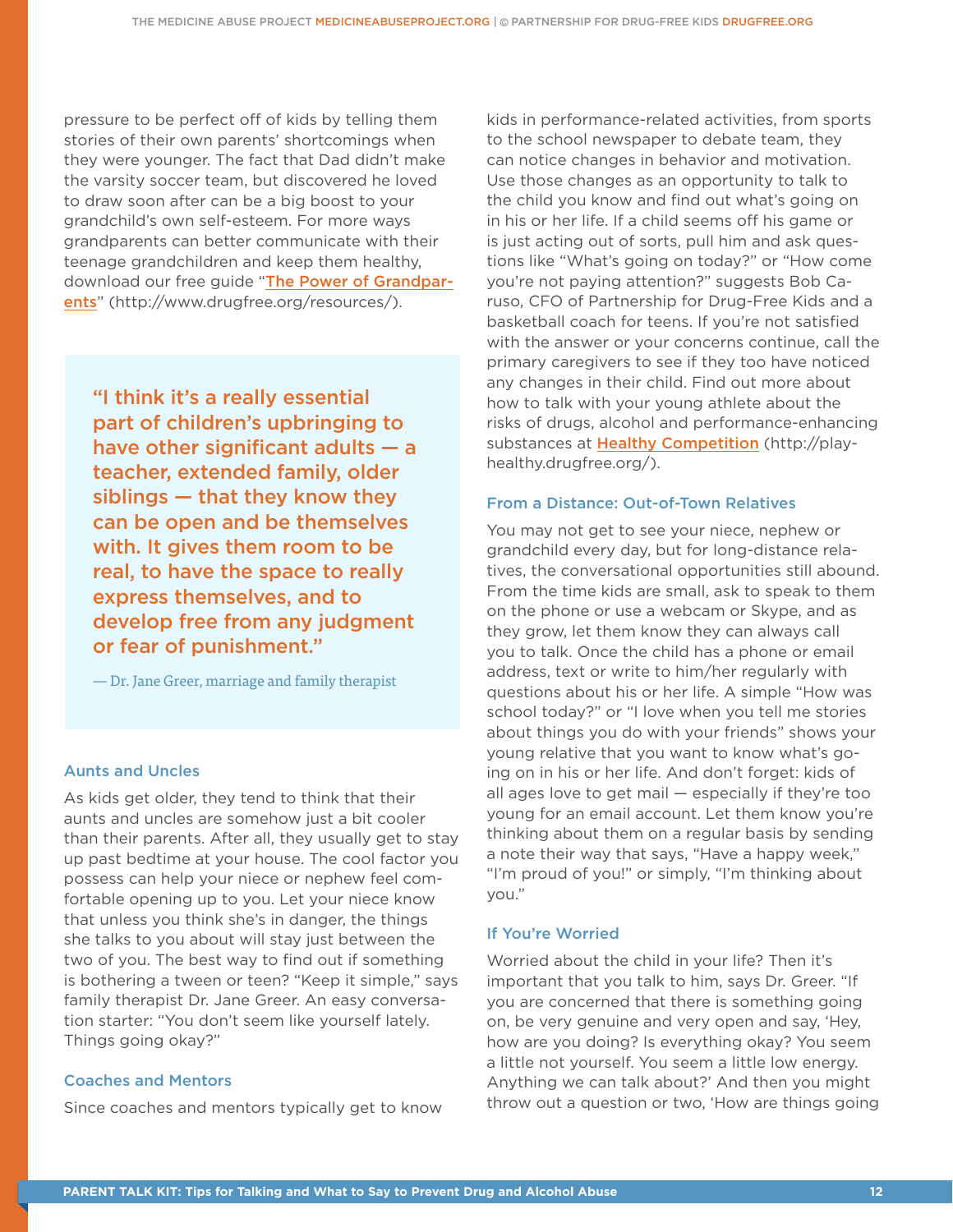pressure to be perfect off of kids by telling them stories of their own parents' shortcomings when they were younger. The fact that Dad didn't make the varsity soccer team, but discovered he loved to draw soon after can be a big boost to your grandchild's own self-esteem. For more ways grandparents can better communicate with their teenage grandchildren and keep them healthy, download our free guide "**The Power of Grandparents**" (http://www.drugfree.org/resources/).

> **"I think it's a really essential part of children's upbringing to have other significant adults — a teacher, extended family, older siblings — that they know they can be open and be themselves with. It gives them room to be real, to have the space to really express themselves, and to develop free from any judgment or fear of punishment."**
>
> — Dr. Jane Greer, marriage and family therapist

### Aunts and Uncles

As kids get older, they tend to think that their aunts and uncles are somehow just a bit cooler than their parents. After all, they usually get to stay up past bedtime at your house. The cool factor you possess can help your niece or nephew feel comfortable opening up to you. Let your niece know that unless you think she's in danger, the things she talks to you about will stay just between the two of you. The best way to find out if something is bothering a tween or teen? "Keep it simple," says family therapist Dr. Jane Greer. An easy conversation starter: "You don't seem like yourself lately. Things going okay?"

### Coaches and Mentors

Since coaches and mentors typically get to know kids in performance-related activities, from sports to the school newspaper to debate team, they can notice changes in behavior and motivation. Use those changes as an opportunity to talk to the child you know and find out what's going on in his or her life. If a child seems off his game or is just acting out of sorts, pull him and ask questions like "What's going on today?" or "How come you're not paying attention?" suggests Bob Caruso, CFO of Partnership for Drug-Free Kids and a basketball coach for teens. If you're not satisfied with the answer or your concerns continue, call the primary caregivers to see if they too have noticed any changes in their child. Find out more about how to talk with your young athlete about the risks of drugs, alcohol and performance-enhancing substances at **Healthy Competition** (http://playhealthy.drugfree.org/).

### From a Distance: Out-of-Town Relatives

You may not get to see your niece, nephew or grandchild every day, but for long-distance relatives, the conversational opportunities still abound. From the time kids are small, ask to speak to them on the phone or use a webcam or Skype, and as they grow, let them know they can always call you to talk. Once the child has a phone or email address, text or write to him/her regularly with questions about his or her life. A simple "How was school today?" or "I love when you tell me stories about things you do with your friends" shows your young relative that you want to know what's going on in his or her life. And don't forget: kids of all ages love to get mail — especially if they're too young for an email account. Let them know you're thinking about them on a regular basis by sending a note their way that says, "Have a happy week," "I'm proud of you!" or simply, "I'm thinking about you."

### If You're Worried

Worried about the child in your life? Then it's important that you talk to him, says Dr. Greer. "If you are concerned that there is something going on, be very genuine and very open and say, 'Hey, how are you doing? Is everything okay? You seem a little not yourself. You seem a little low energy. Anything we can talk about?' And then you might throw out a question or two, 'How are things going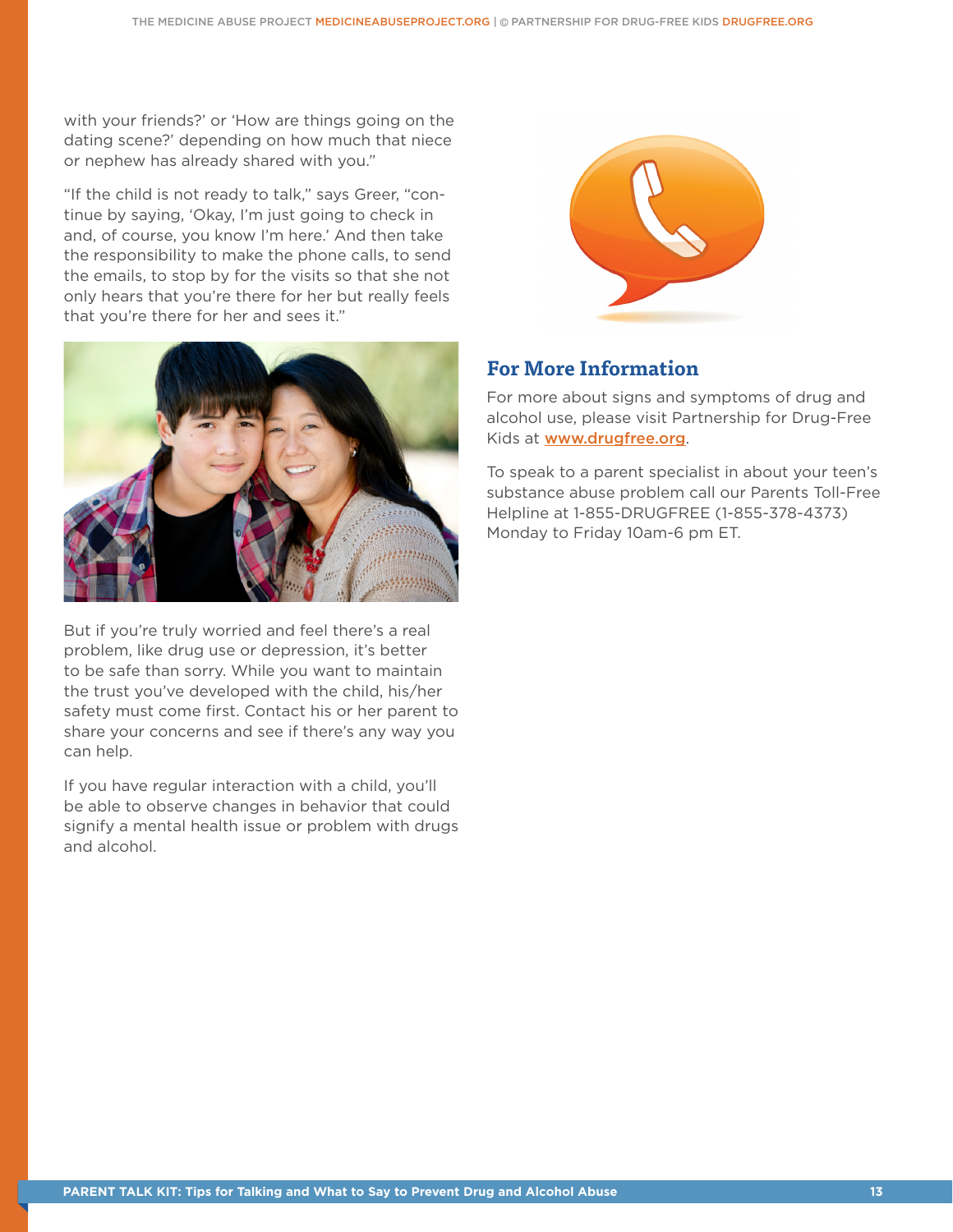with your friends?' or 'How are things going on the dating scene?' depending on how much that niece or nephew has already shared with you."

"If the child is not ready to talk," says Greer, "continue by saying, 'Okay, I'm just going to check in and, of course, you know I'm here.' And then take the responsibility to make the phone calls, to send the emails, to stop by for the visits so that she not only hears that you're there for her but really feels that you're there for her and sees it."

But if you're truly worried and feel there's a real problem, like drug use or depression, it's better to be safe than sorry. While you want to maintain the trust you've developed with the child, his/her safety must come first. Contact his or her parent to share your concerns and see if there's any way you can help.

If you have regular interaction with a child, you'll be able to observe changes in behavior that could signify a mental health issue or problem with drugs and alcohol.

## For More Information

For more about signs and symptoms of drug and alcohol use, please visit Partnership for Drug-Free Kids at [www.drugfree.org](http://www.drugfree.org).

To speak to a parent specialist in about your teen's substance abuse problem call our Parents Toll-Free Helpline at 1-855-DRUGFREE (1-855-378-4373) Monday to Friday 10am-6 pm ET.